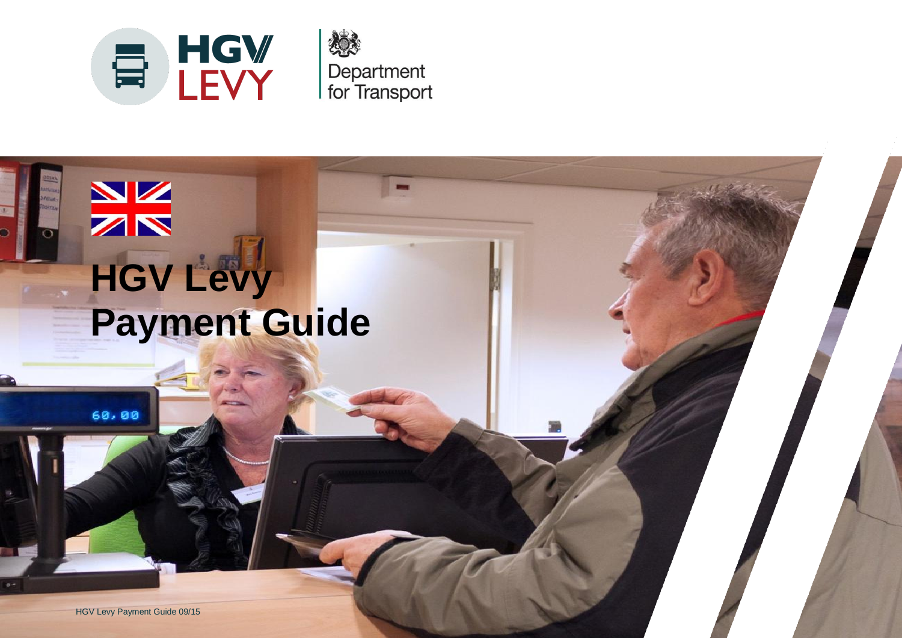HGV LEVY

Department for Transport

# HGV Levy Payment Guide

HGV Levy Payment Guide 09/15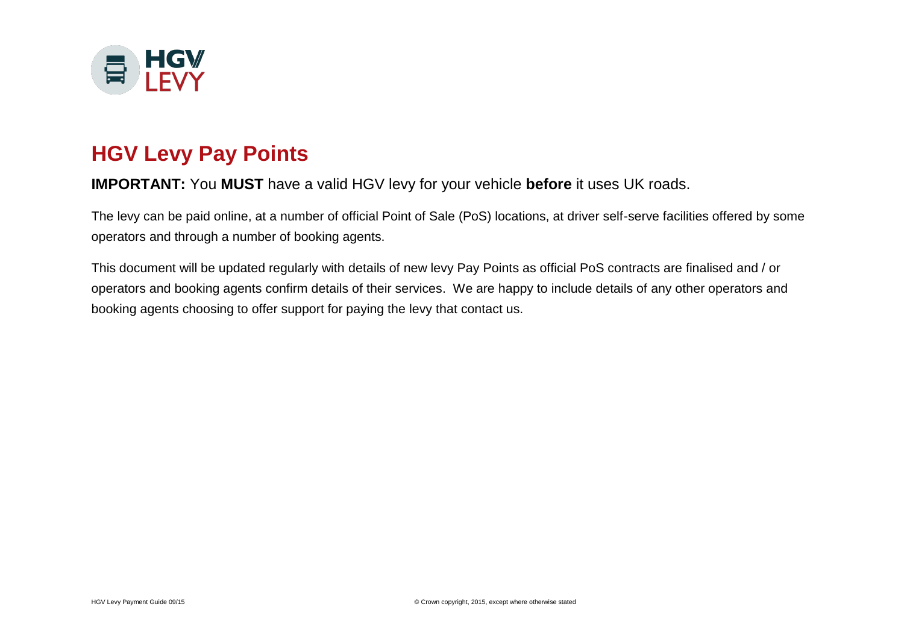# HGV Levy Pay Points

**IMPORTANT:** You **MUST** have a valid HGV levy for your vehicle **before** it uses UK roads.

The levy can be paid online, at a number of official Point of Sale (PoS) locations, at driver self-serve facilities offered by some operators and through a number of booking agents.

This document will be updated regularly with details of new levy Pay Points as official PoS contracts are finalised and / or operators and booking agents confirm details of their services. We are happy to include details of any other operators and booking agents choosing to offer support for paying the levy that contact us.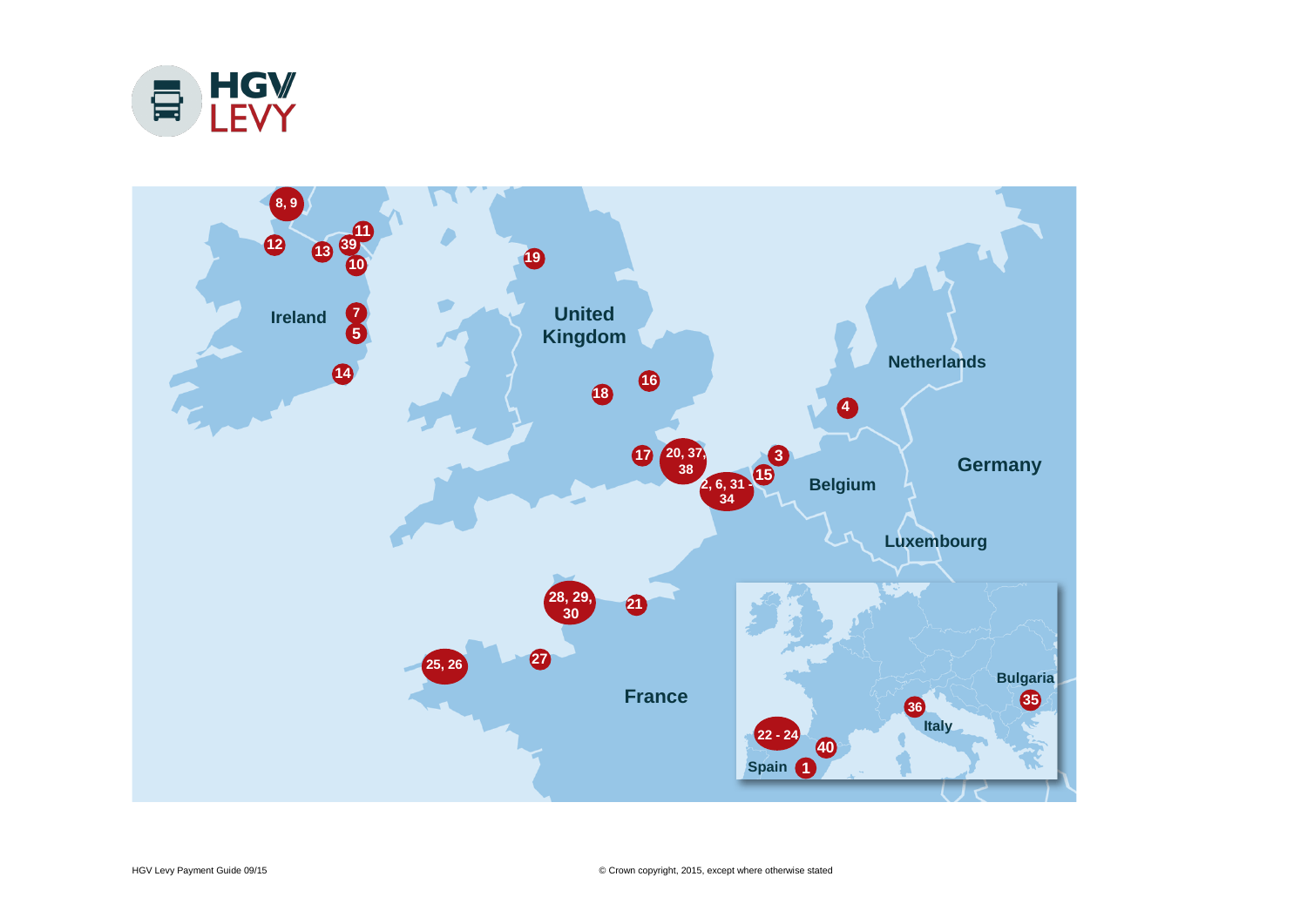HGV LEVY

Ireland

United Kingdom

Netherlands

Germany

Belgium

Luxembourg

France

Bulgaria

Italy

Spain

8, 9

12

13

39

11

10

7

5

14

19

16

18

17

20, 37, 38

2, 6, 31 - 34

3

15

4

28, 29, 30

21

25, 26

27

22 - 24

40

1

36

35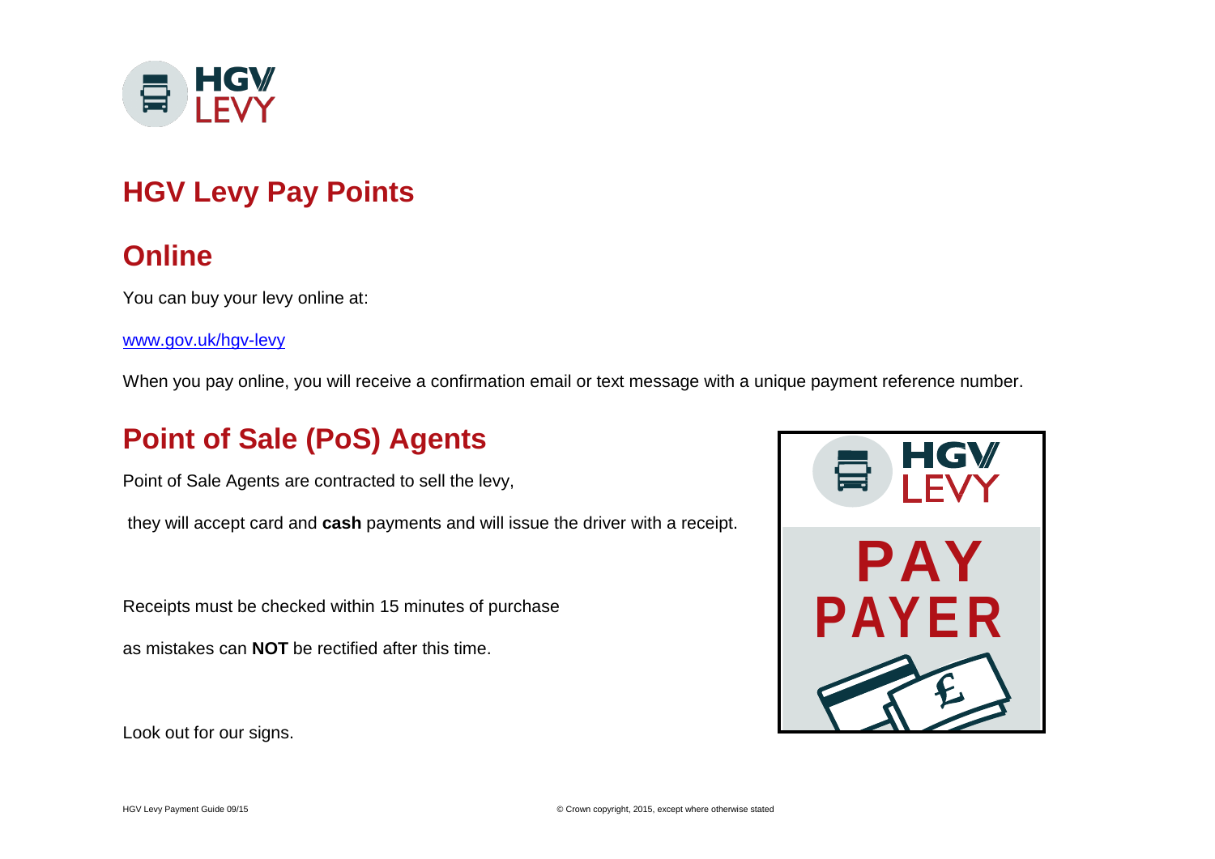# HGV Levy Pay Points

## Online

You can buy your levy online at:

www.gov.uk/hgv-levy

When you pay online, you will receive a confirmation email or text message with a unique payment reference number.

## Point of Sale (PoS) Agents

Point of Sale Agents are contracted to sell the levy,

they will accept card and **cash** payments and will issue the driver with a receipt.

Receipts must be checked within 15 minutes of purchase

as mistakes can **NOT** be rectified after this time.

Look out for our signs.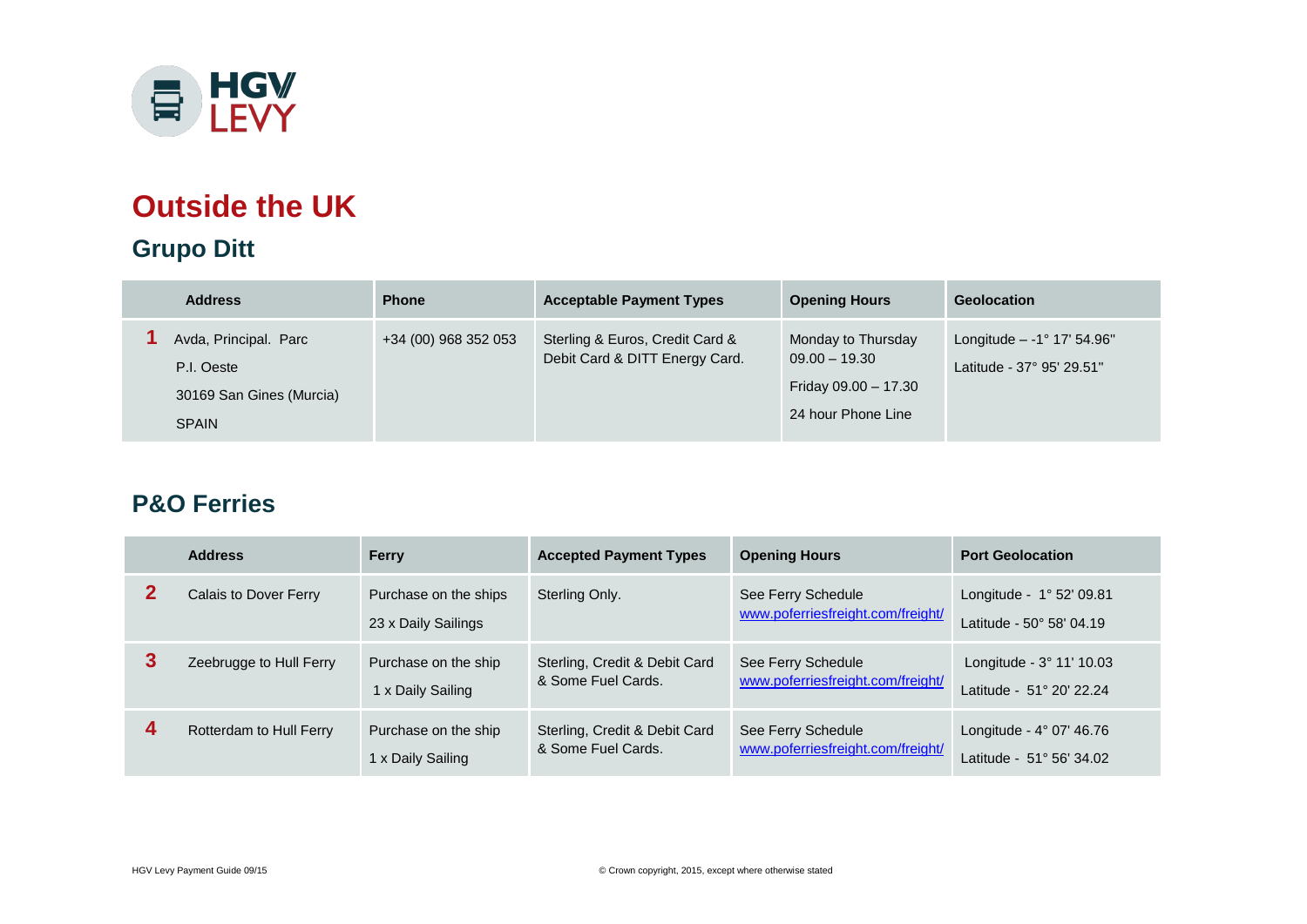# Outside the UK

## Grupo Ditt

| | Address | Phone | Acceptable Payment Types | Opening Hours | Geolocation |
|---|---|---|---|---|---|
| **1** | Avda, Principal. Parc<br>P.I. Oeste<br>30169 San Gines (Murcia)<br>SPAIN | +34 (00) 968 352 053 | Sterling & Euros, Credit Card & Debit Card & DITT Energy Card. | Monday to Thursday<br>09.00 – 19.30<br>Friday 09.00 – 17.30<br>24 hour Phone Line | Longitude – -1° 17' 54.96"<br>Latitude - 37° 95' 29.51" |

## P&O Ferries

| | Address | Ferry | Accepted Payment Types | Opening Hours | Port Geolocation |
|---|---|---|---|---|---|
| **2** | Calais to Dover Ferry | Purchase on the ships<br>23 x Daily Sailings | Sterling Only. | See Ferry Schedule<br>www.poferriesfreight.com/freight/ | Longitude - 1° 52' 09.81<br>Latitude - 50° 58' 04.19 |
| **3** | Zeebrugge to Hull Ferry | Purchase on the ship<br>1 x Daily Sailing | Sterling, Credit & Debit Card & Some Fuel Cards. | See Ferry Schedule<br>www.poferriesfreight.com/freight/ | Longitude - 3° 11' 10.03<br>Latitude - 51° 20' 22.24 |
| **4** | Rotterdam to Hull Ferry | Purchase on the ship<br>1 x Daily Sailing | Sterling, Credit & Debit Card & Some Fuel Cards. | See Ferry Schedule<br>www.poferriesfreight.com/freight/ | Longitude - 4° 07' 46.76<br>Latitude - 51° 56' 34.02 |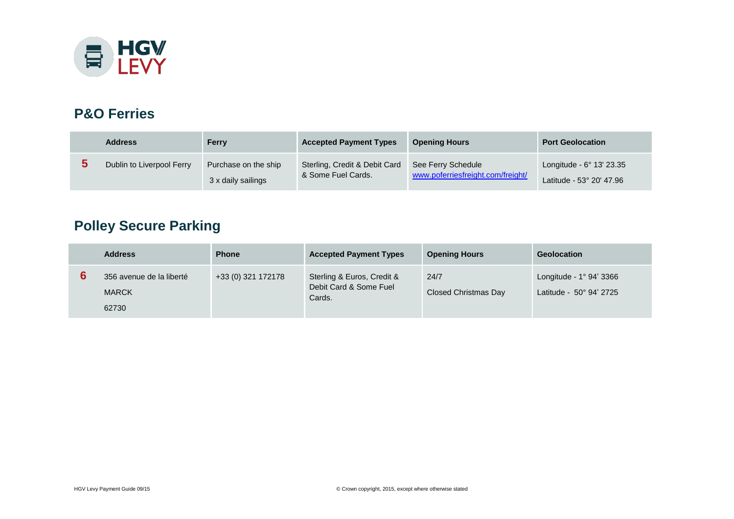## P&O Ferries

| | Address | Ferry | Accepted Payment Types | Opening Hours | Port Geolocation |
|---|---|---|---|---|---|
| **5** | Dublin to Liverpool Ferry | Purchase on the ship<br>3 x daily sailings | Sterling, Credit & Debit Card & Some Fuel Cards. | See Ferry Schedule [www.poferriesfreight.com/freight/](www.poferriesfreight.com/freight/) | Longitude - 6° 13' 23.35<br>Latitude - 53° 20' 47.96 |

## Polley Secure Parking

| | Address | Phone | Accepted Payment Types | Opening Hours | Geolocation |
|---|---|---|---|---|---|
| **6** | 356 avenue de la liberté<br>MARCK<br>62730 | +33 (0) 321 172178 | Sterling & Euros, Credit & Debit Card & Some Fuel Cards. | 24/7<br>Closed Christmas Day | Longitude - 1° 94' 3366<br>Latitude - 50° 94' 2725 |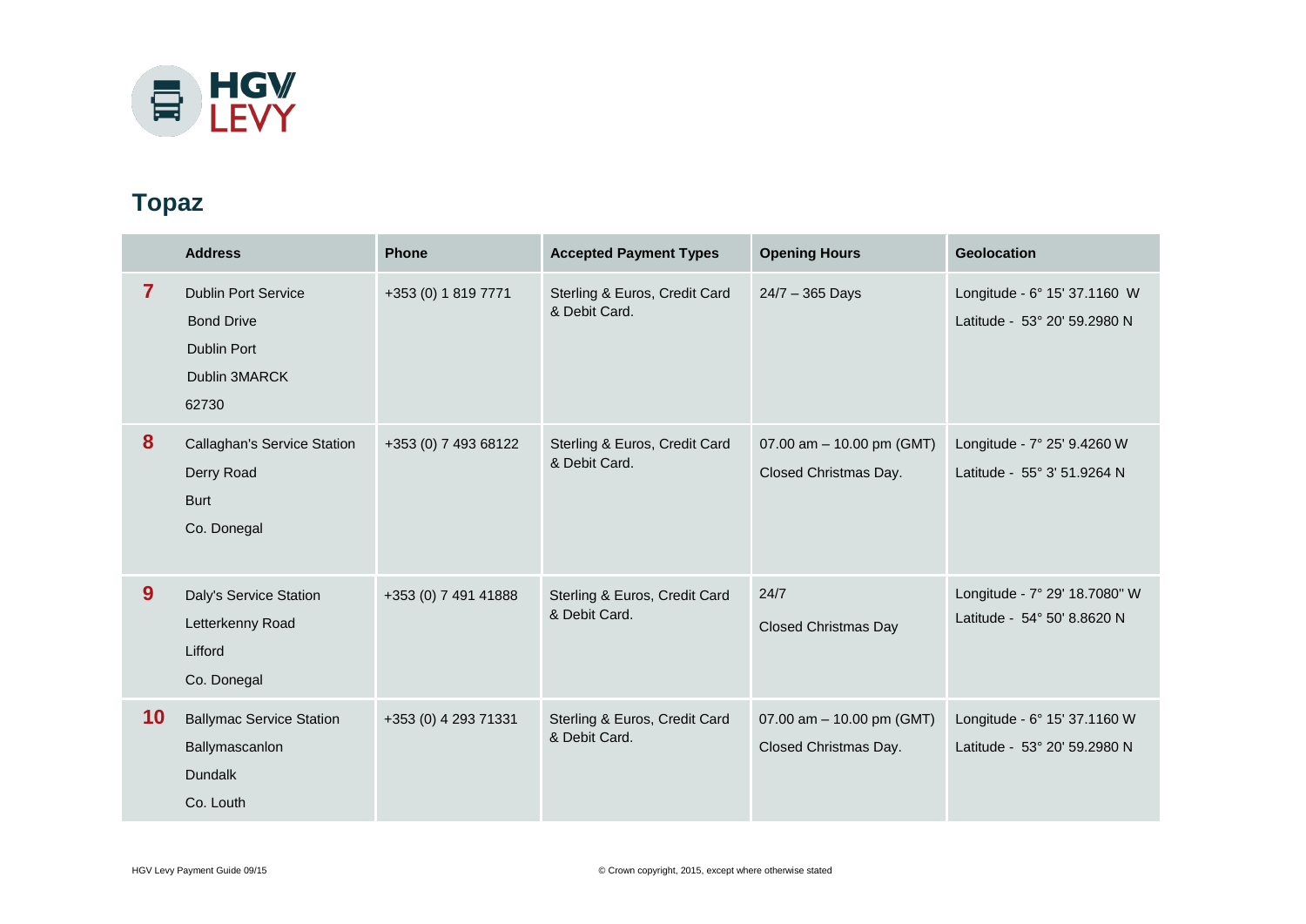HGV LEVY

## Topaz

| | Address | Phone | Accepted Payment Types | Opening Hours | Geolocation |
|---|---|---|---|---|---|
| **7** | Dublin Port Service<br>Bond Drive<br>Dublin Port<br>Dublin 3MARCK<br>62730 | +353 (0) 1 819 7771 | Sterling & Euros, Credit Card & Debit Card. | 24/7 – 365 Days | Longitude - 6° 15' 37.1160 W<br>Latitude - 53° 20' 59.2980 N |
| **8** | Callaghan's Service Station<br>Derry Road<br>Burt<br>Co. Donegal | +353 (0) 7 493 68122 | Sterling & Euros, Credit Card & Debit Card. | 07.00 am – 10.00 pm (GMT)<br>Closed Christmas Day. | Longitude - 7° 25' 9.4260 W<br>Latitude - 55° 3' 51.9264 N |
| **9** | Daly's Service Station<br>Letterkenny Road<br>Lifford<br>Co. Donegal | +353 (0) 7 491 41888 | Sterling & Euros, Credit Card & Debit Card. | 24/7<br>Closed Christmas Day | Longitude - 7° 29' 18.7080" W<br>Latitude - 54° 50' 8.8620 N |
| **10** | Ballymac Service Station<br>Ballymascanlon<br>Dundalk<br>Co. Louth | +353 (0) 4 293 71331 | Sterling & Euros, Credit Card & Debit Card. | 07.00 am – 10.00 pm (GMT)<br>Closed Christmas Day. | Longitude - 6° 15' 37.1160 W<br>Latitude - 53° 20' 59.2980 N |

HGV Levy Payment Guide 09/15

© Crown copyright, 2015, except where otherwise stated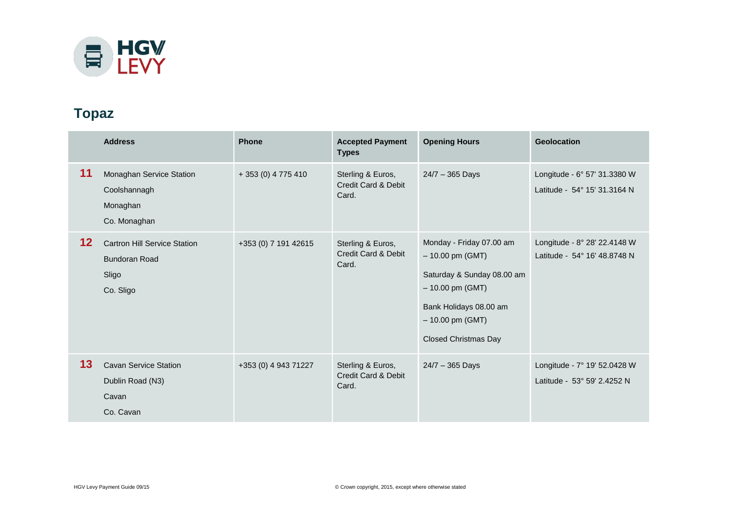## Topaz

| | Address | Phone | Accepted Payment Types | Opening Hours | Geolocation |
|---|---|---|---|---|---|
| **11** | Monaghan Service Station<br>Coolshannagh<br>Monaghan<br>Co. Monaghan | + 353 (0) 4 775 410 | Sterling & Euros, Credit Card & Debit Card. | 24/7 – 365 Days | Longitude - 6° 57' 31.3380 W<br>Latitude - 54° 15' 31.3164 N |
| **12** | Cartron Hill Service Station<br>Bundoran Road<br>Sligo<br>Co. Sligo | +353 (0) 7 191 42615 | Sterling & Euros, Credit Card & Debit Card. | Monday - Friday 07.00 am – 10.00 pm (GMT)<br>Saturday & Sunday 08.00 am – 10.00 pm (GMT)<br>Bank Holidays 08.00 am – 10.00 pm (GMT)<br>Closed Christmas Day | Longitude - 8° 28' 22.4148 W<br>Latitude - 54° 16' 48.8748 N |
| **13** | Cavan Service Station<br>Dublin Road (N3)<br>Cavan<br>Co. Cavan | +353 (0) 4 943 71227 | Sterling & Euros, Credit Card & Debit Card. | 24/7 – 365 Days | Longitude - 7° 19' 52.0428 W<br>Latitude - 53° 59' 2.4252 N |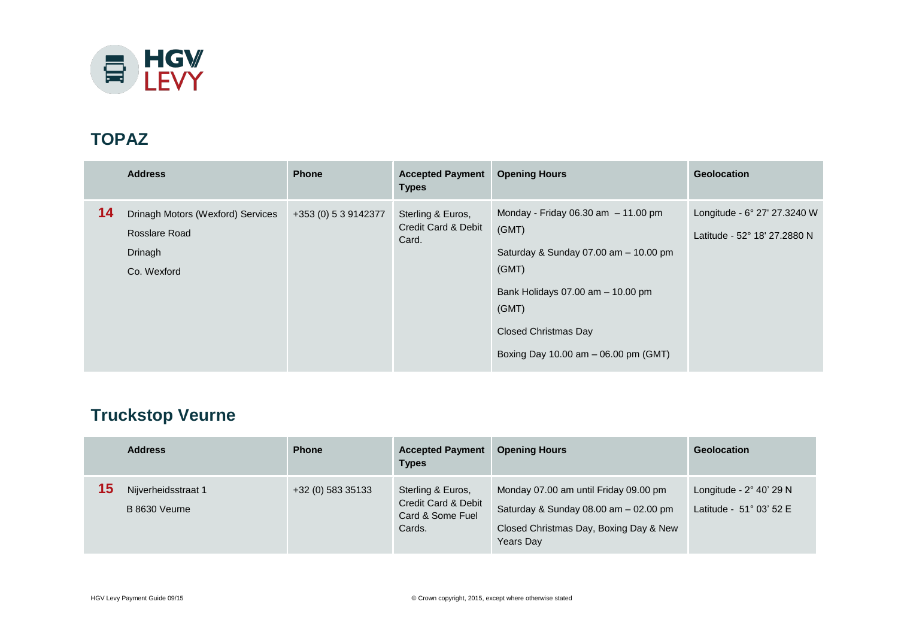## TOPAZ

| | Address | Phone | Accepted Payment Types | Opening Hours | Geolocation |
|---|---|---|---|---|---|
| **14** | Drinagh Motors (Wexford) Services<br>Rosslare Road<br>Drinagh<br>Co. Wexford | +353 (0) 5 3 9142377 | Sterling & Euros, Credit Card & Debit Card. | Monday - Friday 06.30 am – 11.00 pm (GMT)<br>Saturday & Sunday 07.00 am – 10.00 pm (GMT)<br>Bank Holidays 07.00 am – 10.00 pm (GMT)<br>Closed Christmas Day<br>Boxing Day 10.00 am – 06.00 pm (GMT) | Longitude - 6° 27' 27.3240 W<br>Latitude - 52° 18' 27.2880 N |

## Truckstop Veurne

| | Address | Phone | Accepted Payment Types | Opening Hours | Geolocation |
|---|---|---|---|---|---|
| **15** | Nijverheidsstraat 1<br>B 8630 Veurne | +32 (0) 583 35133 | Sterling & Euros, Credit Card & Debit Card & Some Fuel Cards. | Monday 07.00 am until Friday 09.00 pm<br>Saturday & Sunday 08.00 am – 02.00 pm<br>Closed Christmas Day, Boxing Day & New Years Day | Longitude - 2° 40' 29 N<br>Latitude - 51° 03' 52 E |

HGV Levy Payment Guide 09/15

© Crown copyright, 2015, except where otherwise stated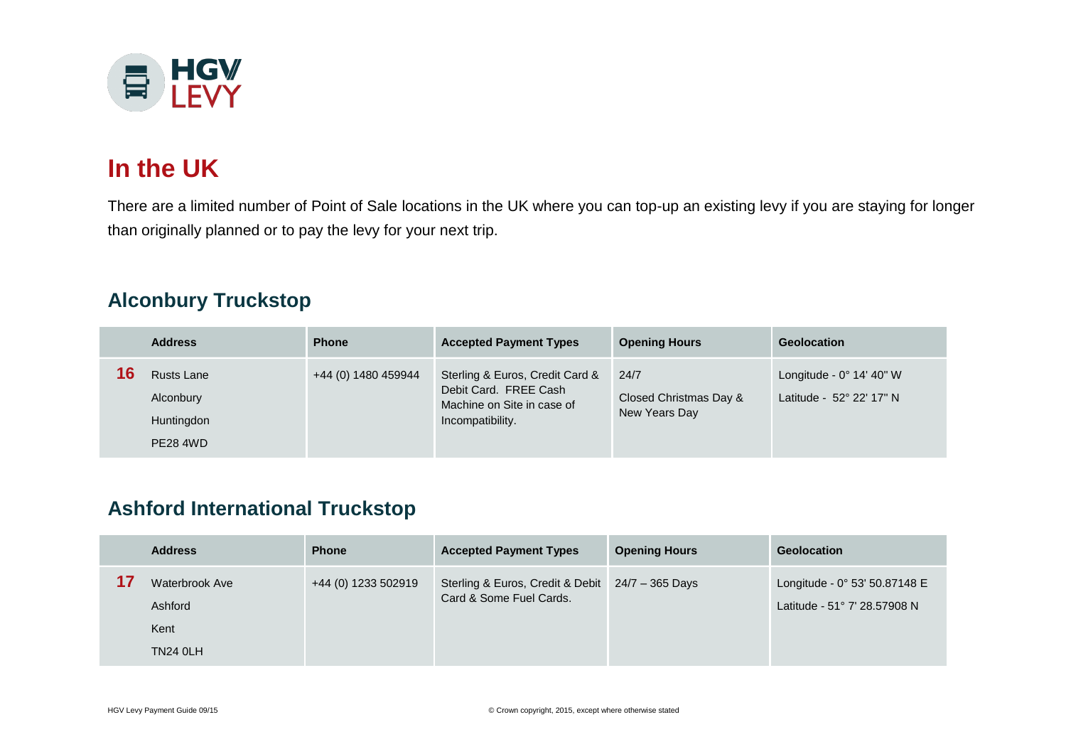# In the UK

There are a limited number of Point of Sale locations in the UK where you can top-up an existing levy if you are staying for longer than originally planned or to pay the levy for your next trip.

## Alconbury Truckstop

| | Address | Phone | Accepted Payment Types | Opening Hours | Geolocation |
|---|---|---|---|---|---|
| **16** | Rusts Lane<br>Alconbury<br>Huntingdon<br>PE28 4WD | +44 (0) 1480 459944 | Sterling & Euros, Credit Card & Debit Card. FREE Cash Machine on Site in case of Incompatibility. | 24/7<br>Closed Christmas Day & New Years Day | Longitude - 0° 14' 40" W<br>Latitude - 52° 22' 17" N |

## Ashford International Truckstop

| | Address | Phone | Accepted Payment Types | Opening Hours | Geolocation |
|---|---|---|---|---|---|
| **17** | Waterbrook Ave<br>Ashford<br>Kent<br>TN24 0LH | +44 (0) 1233 502919 | Sterling & Euros, Credit & Debit Card & Some Fuel Cards. | 24/7 – 365 Days | Longitude - 0° 53' 50.87148 E<br>Latitude - 51° 7' 28.57908 N |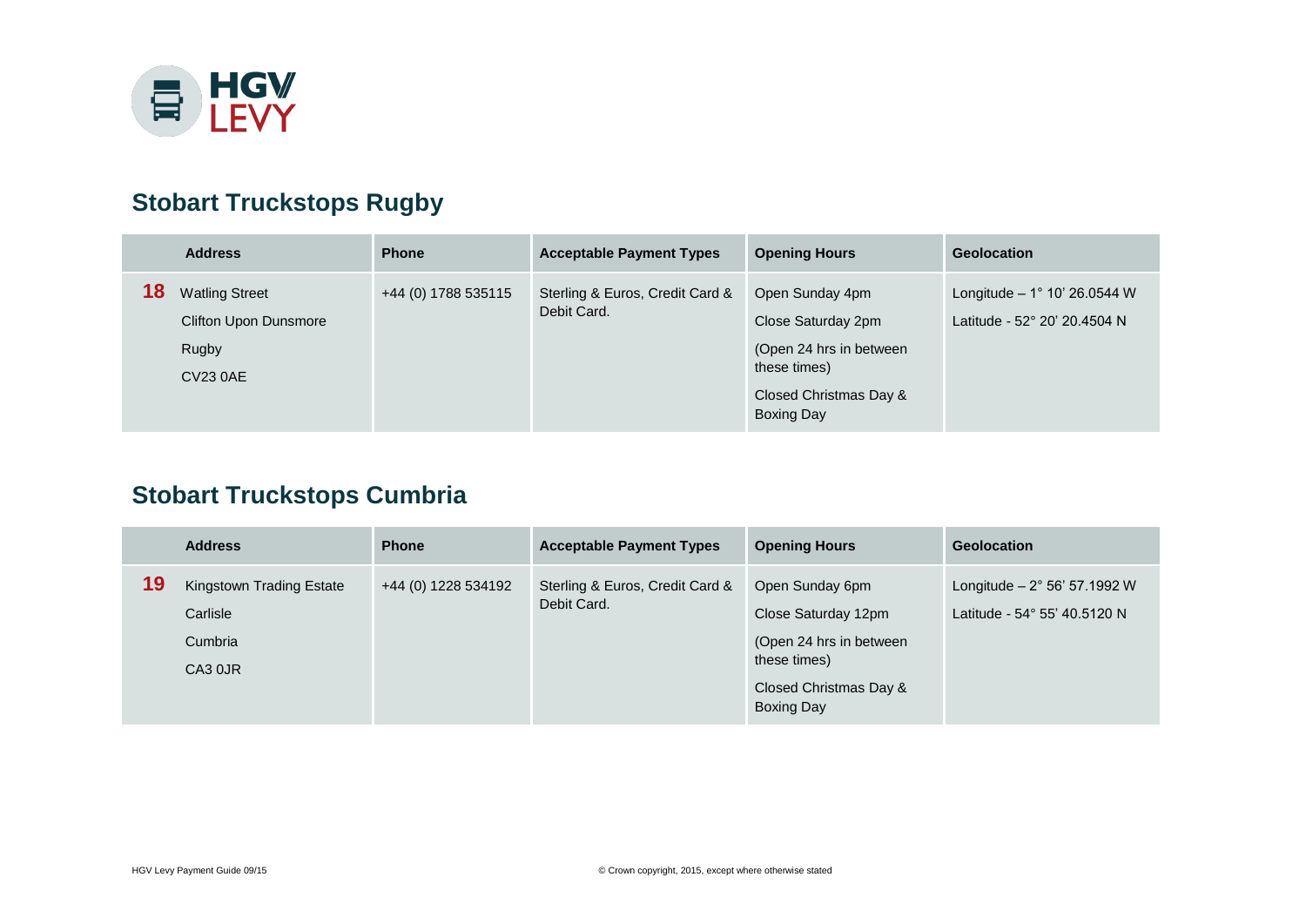## Stobart Truckstops Rugby

| | Address | Phone | Acceptable Payment Types | Opening Hours | Geolocation |
|---|---|---|---|---|---|
| **18** | Watling Street<br>Clifton Upon Dunsmore<br>Rugby<br>CV23 0AE | +44 (0) 1788 535115 | Sterling & Euros, Credit Card & Debit Card. | Open Sunday 4pm<br>Close Saturday 2pm<br>(Open 24 hrs in between these times)<br>Closed Christmas Day & Boxing Day | Longitude – 1° 10' 26.0544 W<br>Latitude - 52° 20' 20.4504 N |

## Stobart Truckstops Cumbria

| | Address | Phone | Acceptable Payment Types | Opening Hours | Geolocation |
|---|---|---|---|---|---|
| **19** | Kingstown Trading Estate<br>Carlisle<br>Cumbria<br>CA3 0JR | +44 (0) 1228 534192 | Sterling & Euros, Credit Card & Debit Card. | Open Sunday 6pm<br>Close Saturday 12pm<br>(Open 24 hrs in between these times)<br>Closed Christmas Day & Boxing Day | Longitude – 2° 56' 57.1992 W<br>Latitude - 54° 55' 40.5120 N |

HGV Levy Payment Guide 09/15

© Crown copyright, 2015, except where otherwise stated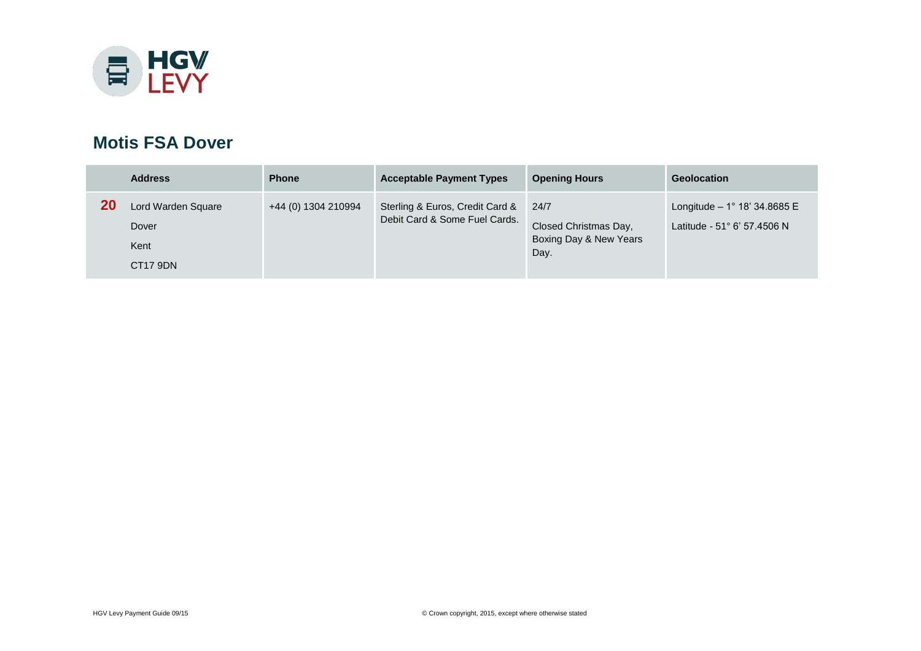## Motis FSA Dover

| | Address | Phone | Acceptable Payment Types | Opening Hours | Geolocation |
|---|---|---|---|---|---|
| **20** | Lord Warden Square<br>Dover<br>Kent<br>CT17 9DN | +44 (0) 1304 210994 | Sterling & Euros, Credit Card & Debit Card & Some Fuel Cards. | 24/7<br>Closed Christmas Day, Boxing Day & New Years Day. | Longitude – 1° 18' 34.8685 E<br>Latitude - 51° 6' 57.4506 N |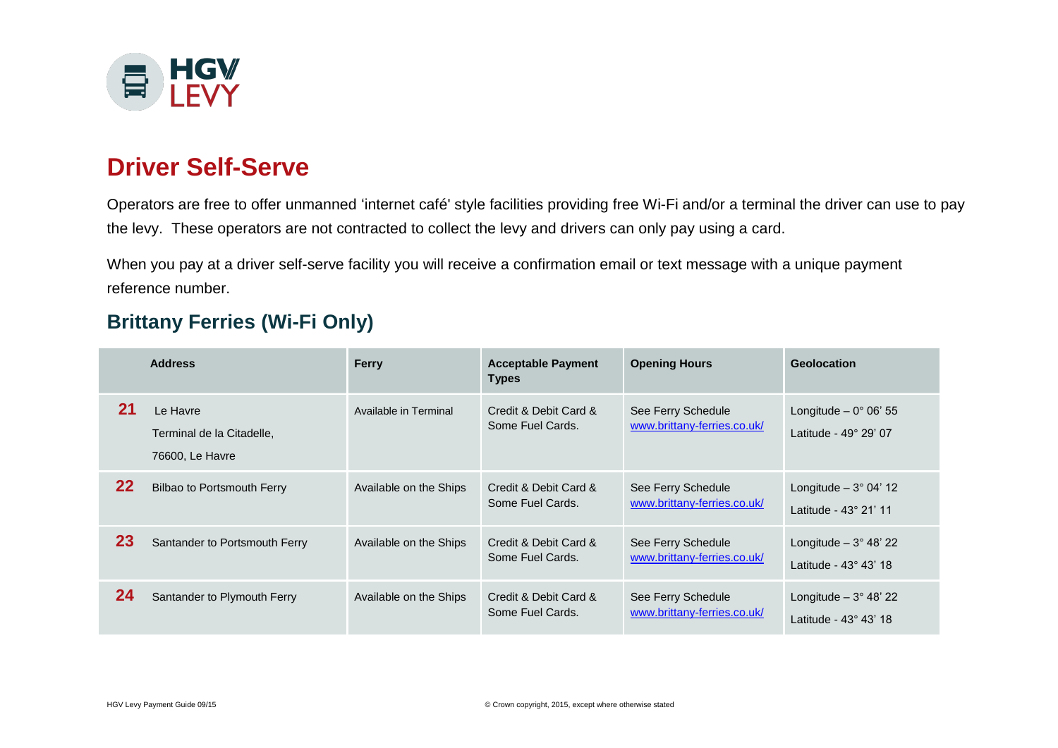## Driver Self-Serve

Operators are free to offer unmanned 'internet café' style facilities providing free Wi-Fi and/or a terminal the driver can use to pay the levy. These operators are not contracted to collect the levy and drivers can only pay using a card.

When you pay at a driver self-serve facility you will receive a confirmation email or text message with a unique payment reference number.

### Brittany Ferries (Wi-Fi Only)

| | Address | Ferry | Acceptable Payment Types | Opening Hours | Geolocation |
|---|---|---|---|---|---|
| **21** | Le Havre<br>Terminal de la Citadelle,<br>76600, Le Havre | Available in Terminal | Credit & Debit Card & Some Fuel Cards. | See Ferry Schedule<br>www.brittany-ferries.co.uk/ | Longitude – 0° 06' 55<br>Latitude - 49° 29' 07 |
| **22** | Bilbao to Portsmouth Ferry | Available on the Ships | Credit & Debit Card & Some Fuel Cards. | See Ferry Schedule<br>www.brittany-ferries.co.uk/ | Longitude – 3° 04' 12<br>Latitude - 43° 21' 11 |
| **23** | Santander to Portsmouth Ferry | Available on the Ships | Credit & Debit Card & Some Fuel Cards. | See Ferry Schedule<br>www.brittany-ferries.co.uk/ | Longitude – 3° 48' 22<br>Latitude - 43° 43' 18 |
| **24** | Santander to Plymouth Ferry | Available on the Ships | Credit & Debit Card & Some Fuel Cards. | See Ferry Schedule<br>www.brittany-ferries.co.uk/ | Longitude – 3° 48' 22<br>Latitude - 43° 43' 18 |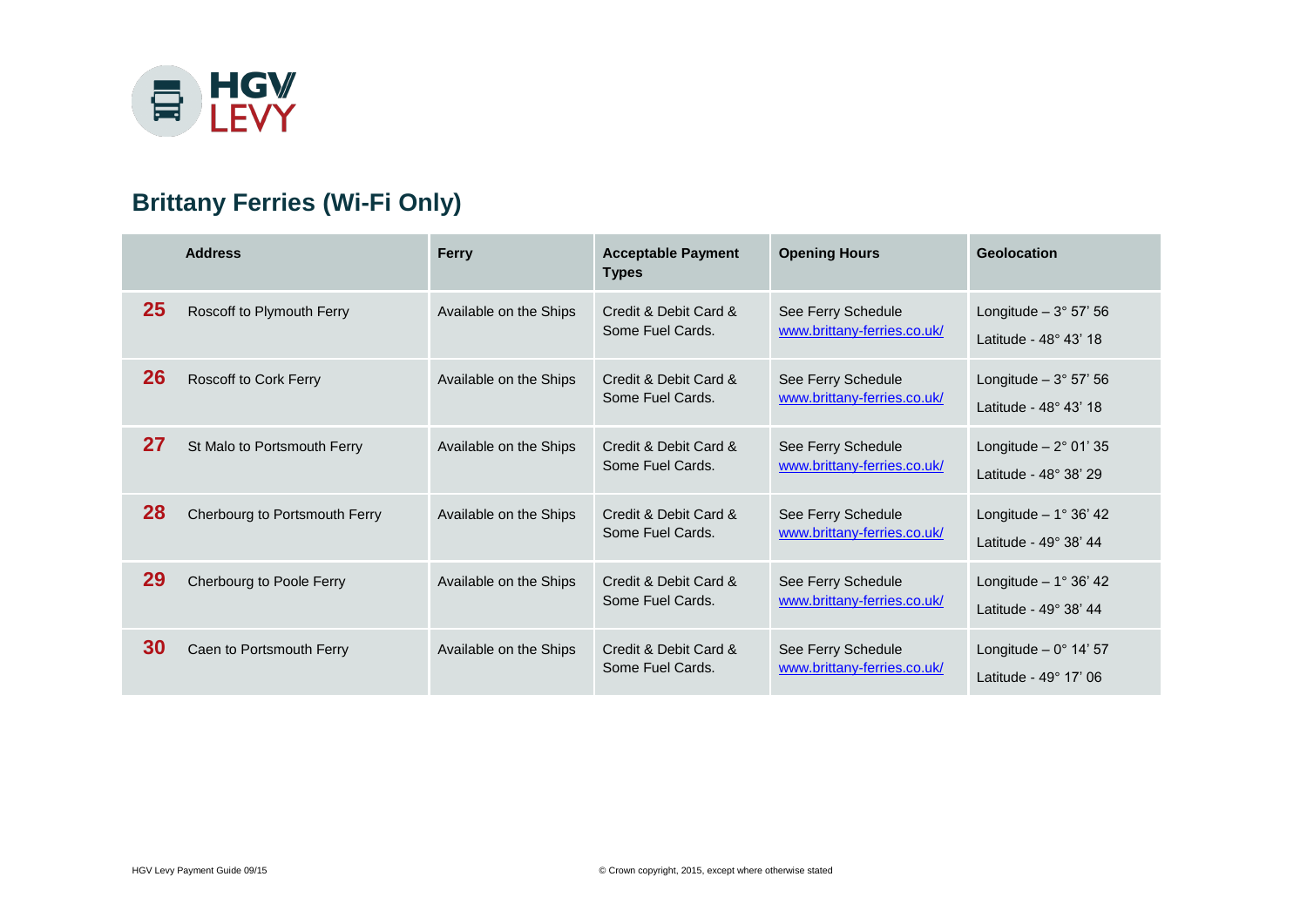## Brittany Ferries (Wi-Fi Only)

| | Address | Ferry | Acceptable Payment Types | Opening Hours | Geolocation |
|---|---|---|---|---|---|
| **25** | Roscoff to Plymouth Ferry | Available on the Ships | Credit & Debit Card & Some Fuel Cards. | See Ferry Schedule www.brittany-ferries.co.uk/ | Longitude – 3° 57' 56 Latitude - 48° 43' 18 |
| **26** | Roscoff to Cork Ferry | Available on the Ships | Credit & Debit Card & Some Fuel Cards. | See Ferry Schedule www.brittany-ferries.co.uk/ | Longitude – 3° 57' 56 Latitude - 48° 43' 18 |
| **27** | St Malo to Portsmouth Ferry | Available on the Ships | Credit & Debit Card & Some Fuel Cards. | See Ferry Schedule www.brittany-ferries.co.uk/ | Longitude – 2° 01' 35 Latitude - 48° 38' 29 |
| **28** | Cherbourg to Portsmouth Ferry | Available on the Ships | Credit & Debit Card & Some Fuel Cards. | See Ferry Schedule www.brittany-ferries.co.uk/ | Longitude – 1° 36' 42 Latitude - 49° 38' 44 |
| **29** | Cherbourg to Poole Ferry | Available on the Ships | Credit & Debit Card & Some Fuel Cards. | See Ferry Schedule www.brittany-ferries.co.uk/ | Longitude – 1° 36' 42 Latitude - 49° 38' 44 |
| **30** | Caen to Portsmouth Ferry | Available on the Ships | Credit & Debit Card & Some Fuel Cards. | See Ferry Schedule www.brittany-ferries.co.uk/ | Longitude – 0° 14' 57 Latitude - 49° 17' 06 |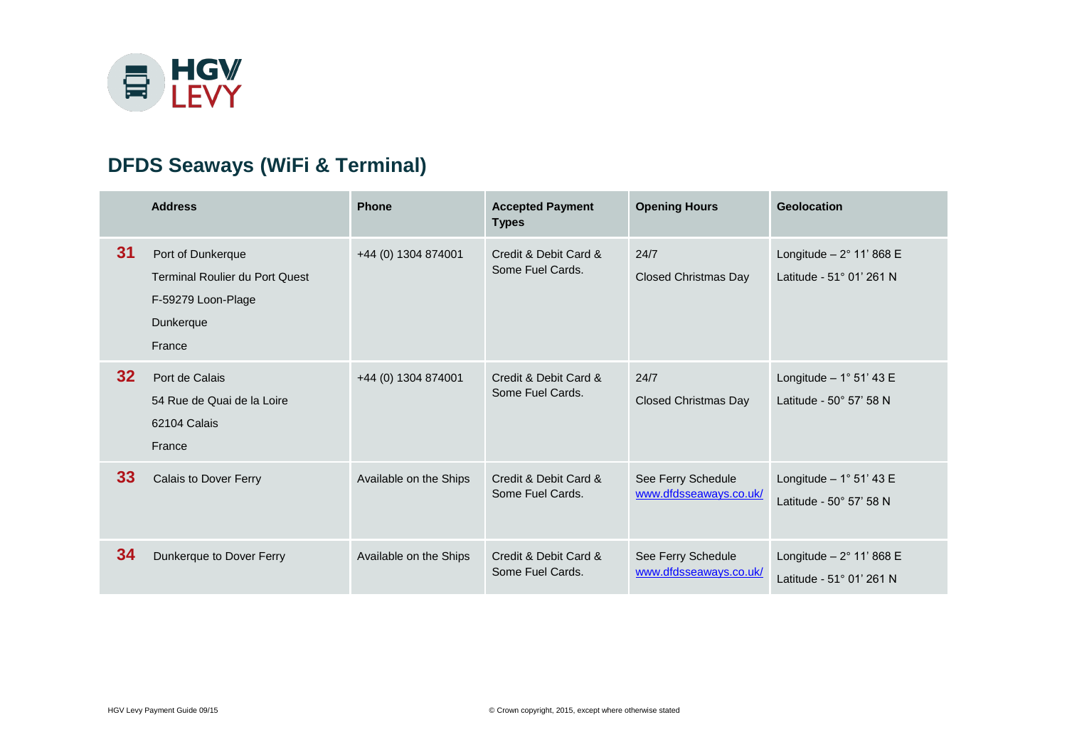HGV LEVY

## DFDS Seaways (WiFi & Terminal)

| | Address | Phone | Accepted Payment Types | Opening Hours | Geolocation |
|---|---|---|---|---|---|
| **31** | Port of Dunkerque<br>Terminal Roulier du Port Quest<br>F-59279 Loon-Plage<br>Dunkerque<br>France | +44 (0) 1304 874001 | Credit & Debit Card & Some Fuel Cards. | 24/7<br>Closed Christmas Day | Longitude – 2° 11' 868 E<br>Latitude - 51° 01' 261 N |
| **32** | Port de Calais<br>54 Rue de Quai de la Loire<br>62104 Calais<br>France | +44 (0) 1304 874001 | Credit & Debit Card & Some Fuel Cards. | 24/7<br>Closed Christmas Day | Longitude – 1° 51' 43 E<br>Latitude - 50° 57' 58 N |
| **33** | Calais to Dover Ferry | Available on the Ships | Credit & Debit Card & Some Fuel Cards. | See Ferry Schedule<br>www.dfdsseaways.co.uk/ | Longitude – 1° 51' 43 E<br>Latitude - 50° 57' 58 N |
| **34** | Dunkerque to Dover Ferry | Available on the Ships | Credit & Debit Card & Some Fuel Cards. | See Ferry Schedule<br>www.dfdsseaways.co.uk/ | Longitude – 2° 11' 868 E<br>Latitude - 51° 01' 261 N |

HGV Levy Payment Guide 09/15

© Crown copyright, 2015, except where otherwise stated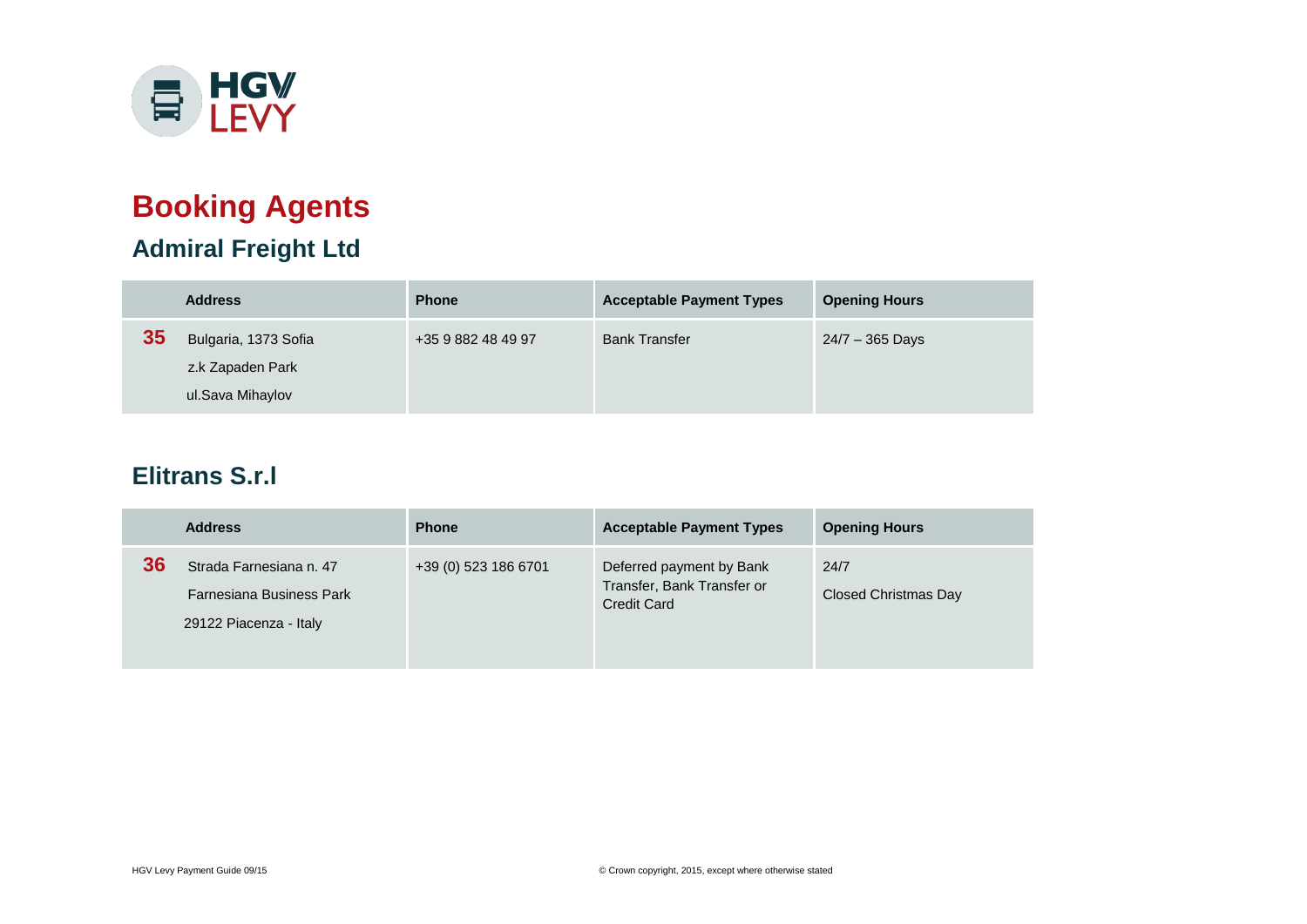# Booking Agents

## Admiral Freight Ltd

| | Address | Phone | Acceptable Payment Types | Opening Hours |
|---|---|---|---|---|
| **35** | Bulgaria, 1373 Sofia<br>z.k Zapaden Park<br>ul.Sava Mihaylov | +35 9 882 48 49 97 | Bank Transfer | 24/7 – 365 Days |

## Elitrans S.r.l

| | Address | Phone | Acceptable Payment Types | Opening Hours |
|---|---|---|---|---|
| **36** | Strada Farnesiana n. 47<br>Farnesiana Business Park<br>29122 Piacenza - Italy | +39 (0) 523 186 6701 | Deferred payment by Bank Transfer, Bank Transfer or Credit Card | 24/7<br>Closed Christmas Day |

HGV Levy Payment Guide 09/15

© Crown copyright, 2015, except where otherwise stated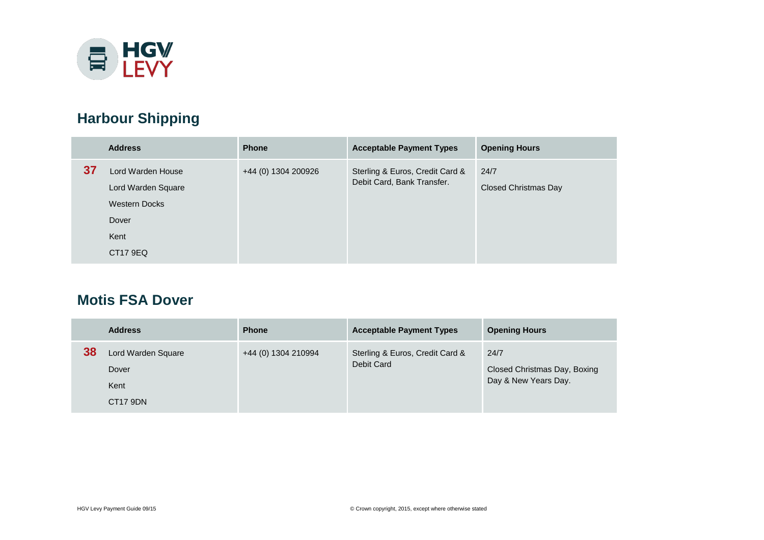## Harbour Shipping

| | Address | Phone | Acceptable Payment Types | Opening Hours |
|---|---|---|---|---|
| **37** | Lord Warden House<br>Lord Warden Square<br>Western Docks<br>Dover<br>Kent<br>CT17 9EQ | +44 (0) 1304 200926 | Sterling & Euros, Credit Card & Debit Card, Bank Transfer. | 24/7<br>Closed Christmas Day |

## Motis FSA Dover

| | Address | Phone | Acceptable Payment Types | Opening Hours |
|---|---|---|---|---|
| **38** | Lord Warden Square<br>Dover<br>Kent<br>CT17 9DN | +44 (0) 1304 210994 | Sterling & Euros, Credit Card & Debit Card | 24/7<br>Closed Christmas Day, Boxing Day & New Years Day. |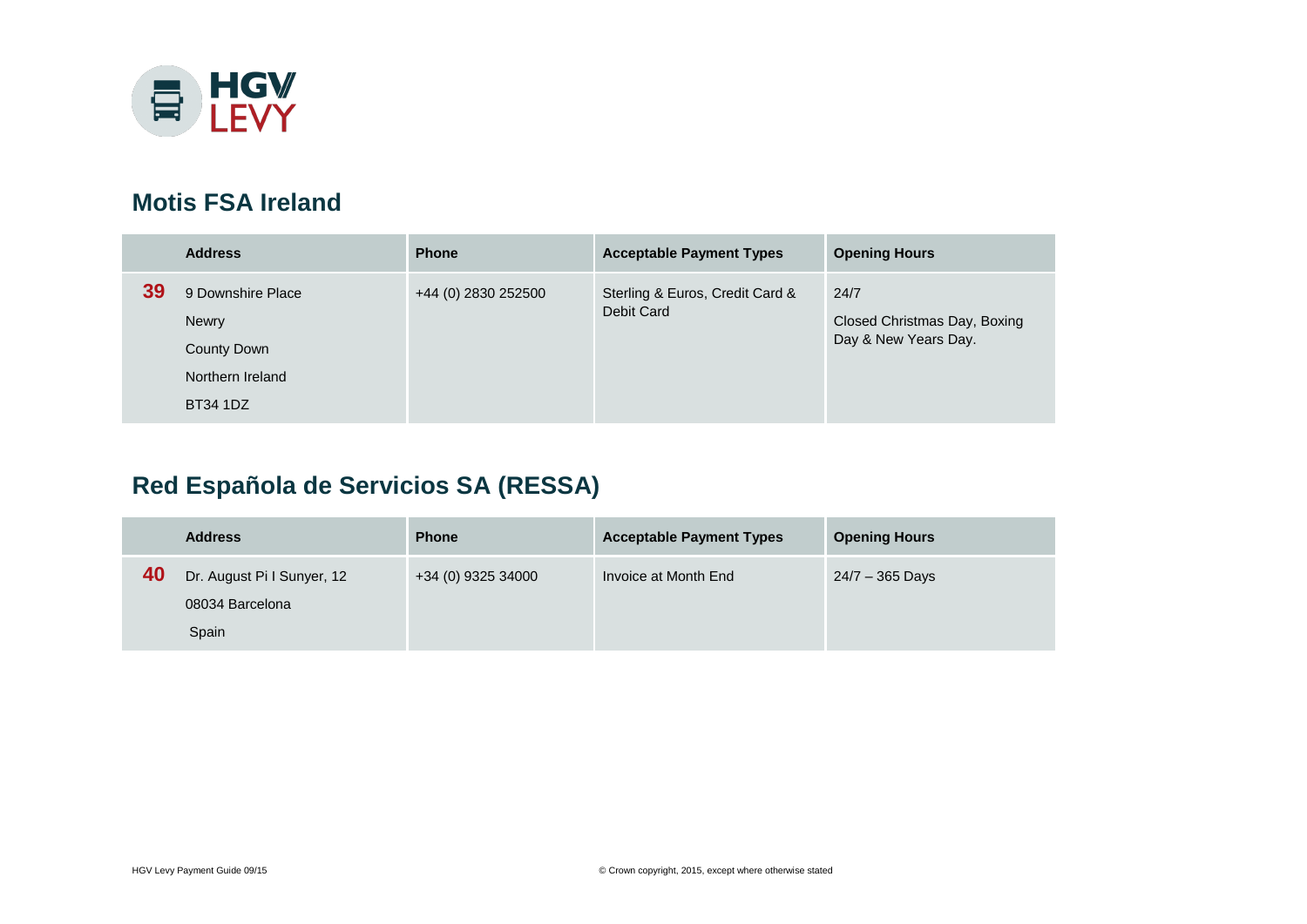## Motis FSA Ireland

| | Address | Phone | Acceptable Payment Types | Opening Hours |
|---|---|---|---|---|
| **39** | 9 Downshire Place<br>Newry<br>County Down<br>Northern Ireland<br>BT34 1DZ | +44 (0) 2830 252500 | Sterling & Euros, Credit Card & Debit Card | 24/7<br>Closed Christmas Day, Boxing Day & New Years Day. |

## Red Española de Servicios SA (RESSA)

| | Address | Phone | Acceptable Payment Types | Opening Hours |
|---|---|---|---|---|
| **40** | Dr. August Pi I Sunyer, 12<br>08034 Barcelona<br>Spain | +34 (0) 9325 34000 | Invoice at Month End | 24/7 – 365 Days |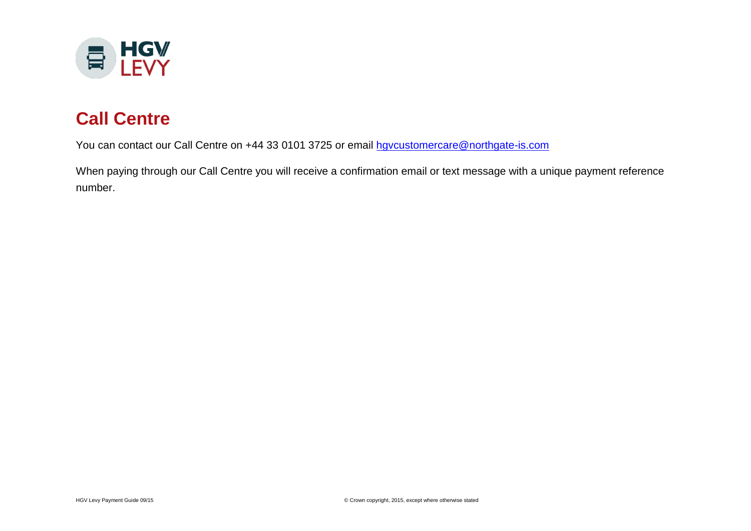## Call Centre

You can contact our Call Centre on +44 33 0101 3725 or email hgvcustomercare@northgate-is.com

When paying through our Call Centre you will receive a confirmation email or text message with a unique payment reference number.